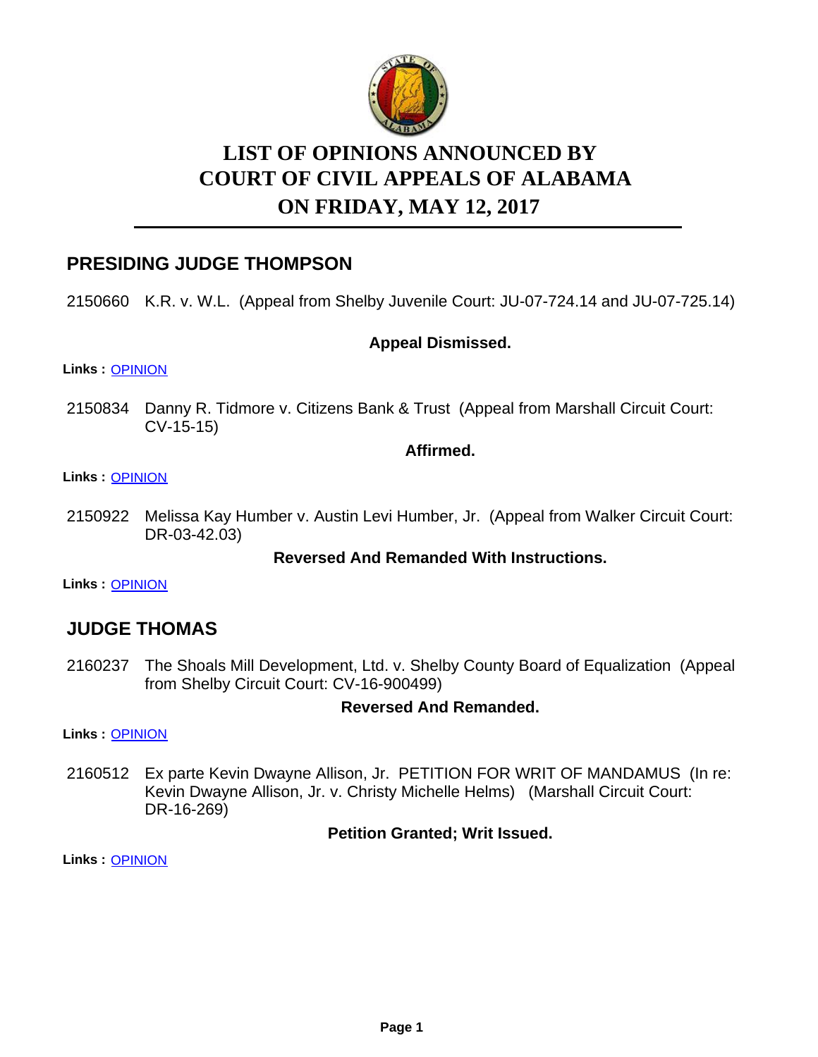# LIST OF OPINIONS ANNOUNCED BY COURT OF CIVIL APPEALS OF ALABAMA ON FRIDAY, MAY 12, 2017

## PRESIDING JUDGE THOMPSON

2150660 K.R. v. W.L. (Appeal from Shelby Juvenile Court: JU-07-724.14 and JU-07-725.14)

**Appeal Dismissed.**

**Links :** OPINION

2150834 Danny R. Tidmore v. Citizens Bank & Trust (Appeal from Marshall Circuit Court: CV-15-15)

**Affirmed.**

**Links :** OPINION

2150922 Melissa Kay Humber v. Austin Levi Humber, Jr. (Appeal from Walker Circuit Court: DR-03-42.03)

**Reversed And Remanded With Instructions.**

**Links :** OPINION

## JUDGE THOMAS

2160237 The Shoals Mill Development, Ltd. v. Shelby County Board of Equalization (Appeal from Shelby Circuit Court: CV-16-900499)

**Reversed And Remanded.**

**Links :** OPINION

2160512 Ex parte Kevin Dwayne Allison, Jr. PETITION FOR WRIT OF MANDAMUS (In re: Kevin Dwayne Allison, Jr. v. Christy Michelle Helms) (Marshall Circuit Court: DR-16-269)

**Petition Granted; Writ Issued.**

**Links :** OPINION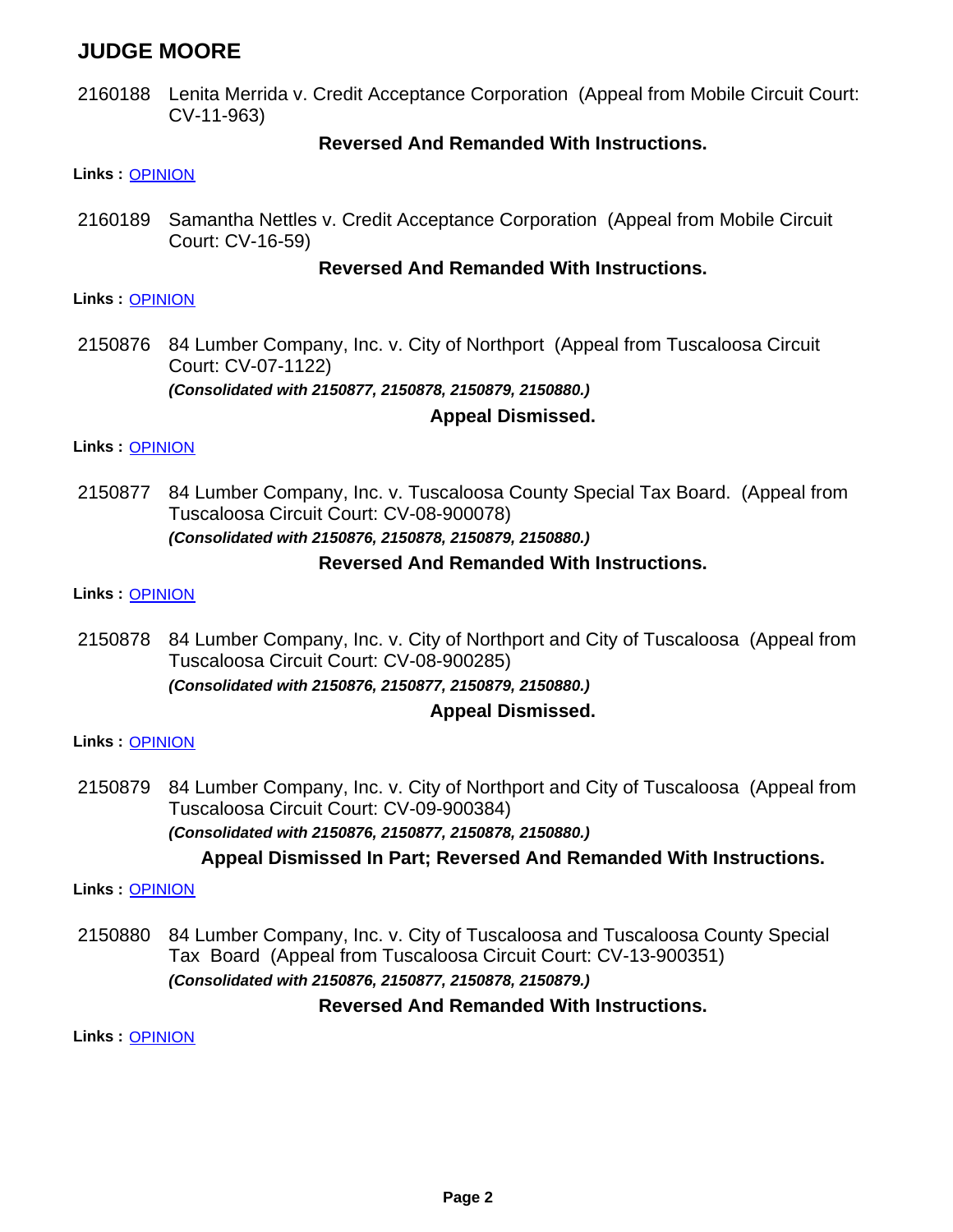## JUDGE MOORE

2160188 Lenita Merrida v. Credit Acceptance Corporation (Appeal from Mobile Circuit Court: CV-11-963)

**Reversed And Remanded With Instructions.**

**Links :** OPINION

2160189 Samantha Nettles v. Credit Acceptance Corporation (Appeal from Mobile Circuit Court: CV-16-59)

**Reversed And Remanded With Instructions.**

**Links :** OPINION

2150876 84 Lumber Company, Inc. v. City of Northport (Appeal from Tuscaloosa Circuit Court: CV-07-1122)

***(Consolidated with 2150877, 2150878, 2150879, 2150880.)***

**Appeal Dismissed.**

**Links :** OPINION

2150877 84 Lumber Company, Inc. v. Tuscaloosa County Special Tax Board. (Appeal from Tuscaloosa Circuit Court: CV-08-900078)

***(Consolidated with 2150876, 2150878, 2150879, 2150880.)***

**Reversed And Remanded With Instructions.**

**Links :** OPINION

2150878 84 Lumber Company, Inc. v. City of Northport and City of Tuscaloosa (Appeal from Tuscaloosa Circuit Court: CV-08-900285)

***(Consolidated with 2150876, 2150877, 2150879, 2150880.)***

**Appeal Dismissed.**

**Links :** OPINION

2150879 84 Lumber Company, Inc. v. City of Northport and City of Tuscaloosa (Appeal from Tuscaloosa Circuit Court: CV-09-900384)

***(Consolidated with 2150876, 2150877, 2150878, 2150880.)***

**Appeal Dismissed In Part; Reversed And Remanded With Instructions.**

**Links :** OPINION

2150880 84 Lumber Company, Inc. v. City of Tuscaloosa and Tuscaloosa County Special Tax Board (Appeal from Tuscaloosa Circuit Court: CV-13-900351)

***(Consolidated with 2150876, 2150877, 2150878, 2150879.)***

**Reversed And Remanded With Instructions.**

**Links :** OPINION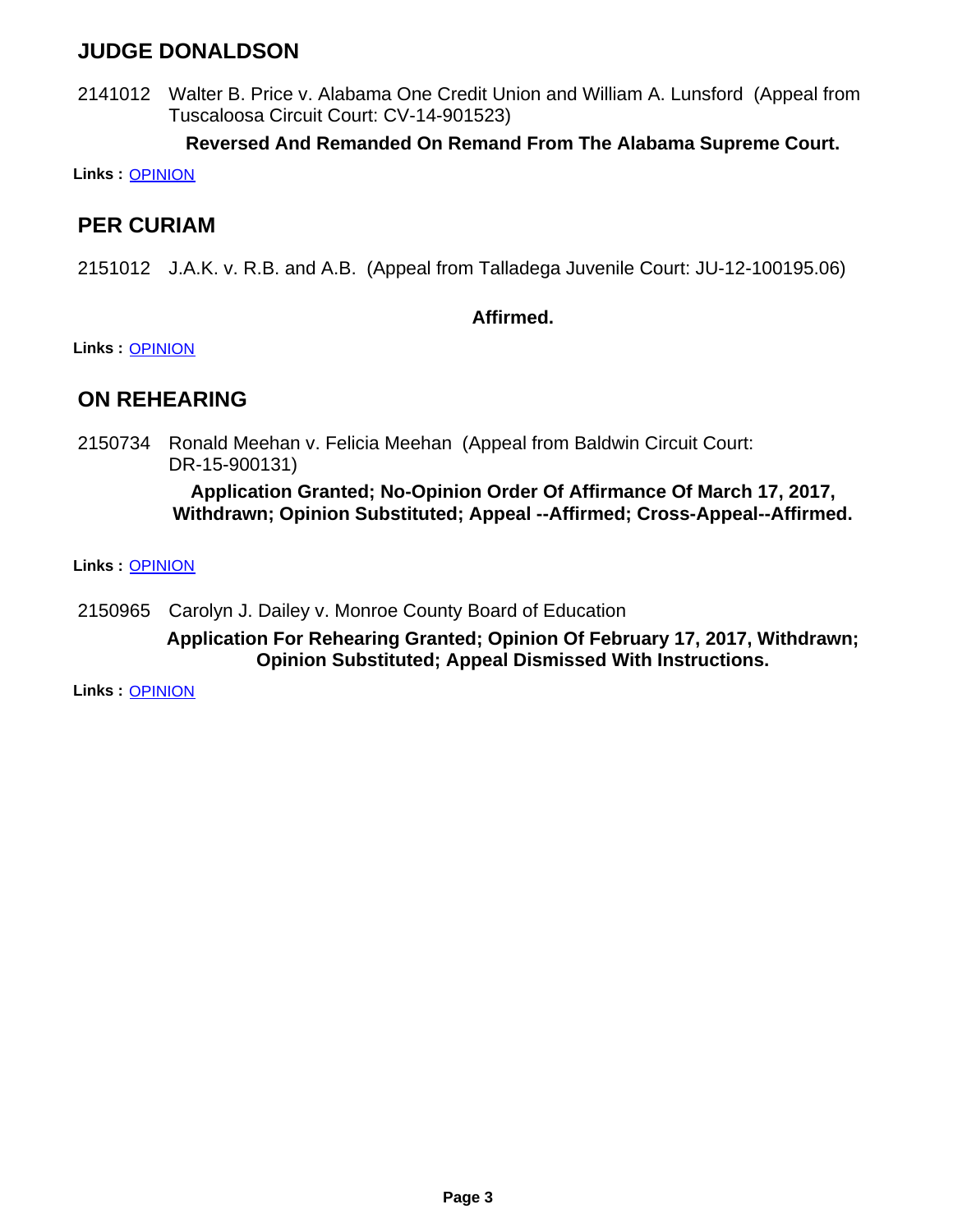## JUDGE DONALDSON

2141012 Walter B. Price v. Alabama One Credit Union and William A. Lunsford (Appeal from Tuscaloosa Circuit Court: CV-14-901523)

**Reversed And Remanded On Remand From The Alabama Supreme Court.**

**Links :** OPINION

## PER CURIAM

2151012 J.A.K. v. R.B. and A.B. (Appeal from Talladega Juvenile Court: JU-12-100195.06)

**Affirmed.**

**Links :** OPINION

## ON REHEARING

2150734 Ronald Meehan v. Felicia Meehan (Appeal from Baldwin Circuit Court: DR-15-900131)

**Application Granted; No-Opinion Order Of Affirmance Of March 17, 2017, Withdrawn; Opinion Substituted; Appeal --Affirmed; Cross-Appeal--Affirmed.**

**Links :** OPINION

2150965 Carolyn J. Dailey v. Monroe County Board of Education

**Application For Rehearing Granted; Opinion Of February 17, 2017, Withdrawn; Opinion Substituted; Appeal Dismissed With Instructions.**

**Links :** OPINION